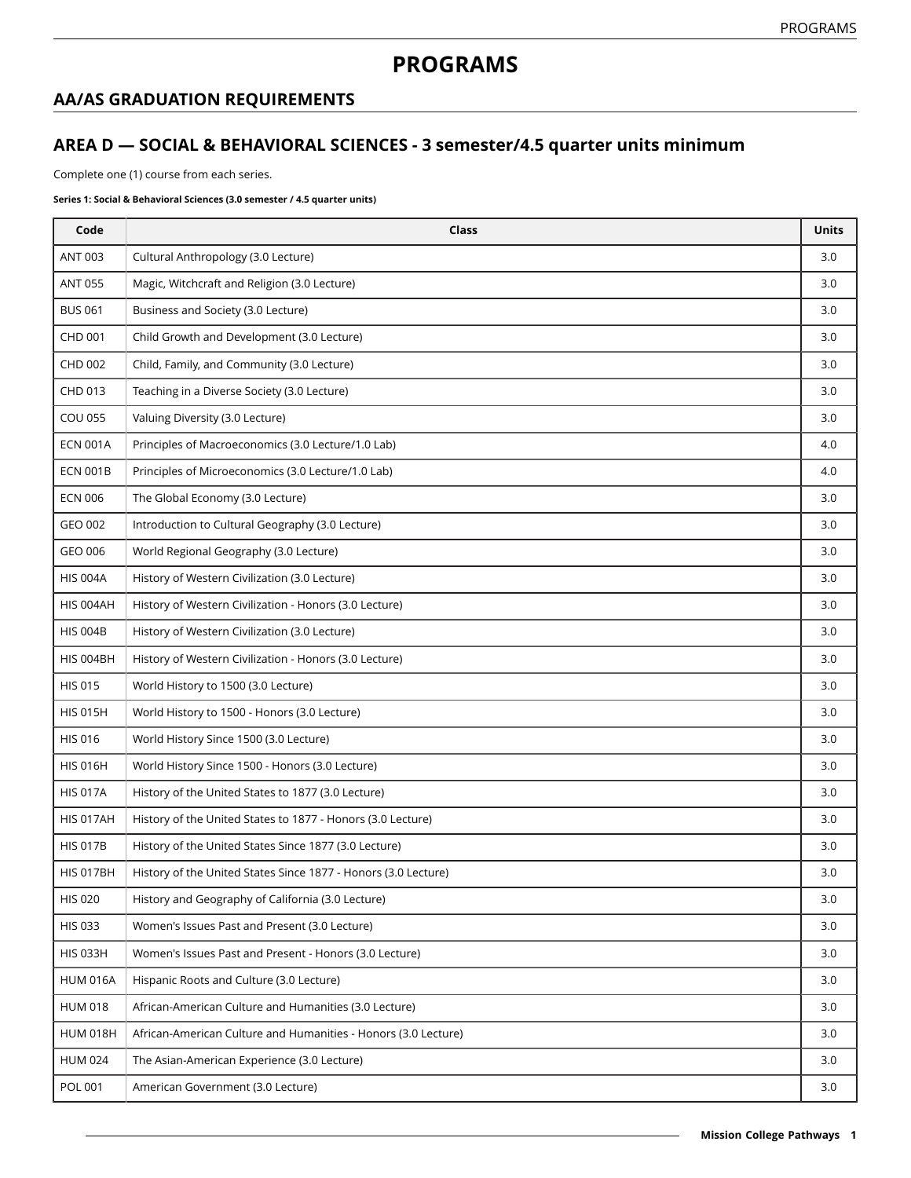# PROGRAMS

## AA/AS GRADUATION REQUIREMENTS

### AREA D — SOCIAL & BEHAVIORAL SCIENCES - 3 semester/4.5 quarter units minimum

Complete one (1) course from each series.

**Series 1: Social & Behavioral Sciences (3.0 semester / 4.5 quarter units)**

| Code | Class | Units |
|---|---|---|
| ANT 003 | Cultural Anthropology (3.0 Lecture) | 3.0 |
| ANT 055 | Magic, Witchcraft and Religion (3.0 Lecture) | 3.0 |
| BUS 061 | Business and Society (3.0 Lecture) | 3.0 |
| CHD 001 | Child Growth and Development (3.0 Lecture) | 3.0 |
| CHD 002 | Child, Family, and Community (3.0 Lecture) | 3.0 |
| CHD 013 | Teaching in a Diverse Society (3.0 Lecture) | 3.0 |
| COU 055 | Valuing Diversity (3.0 Lecture) | 3.0 |
| ECN 001A | Principles of Macroeconomics (3.0 Lecture/1.0 Lab) | 4.0 |
| ECN 001B | Principles of Microeconomics (3.0 Lecture/1.0 Lab) | 4.0 |
| ECN 006 | The Global Economy (3.0 Lecture) | 3.0 |
| GEO 002 | Introduction to Cultural Geography (3.0 Lecture) | 3.0 |
| GEO 006 | World Regional Geography (3.0 Lecture) | 3.0 |
| HIS 004A | History of Western Civilization (3.0 Lecture) | 3.0 |
| HIS 004AH | History of Western Civilization - Honors (3.0 Lecture) | 3.0 |
| HIS 004B | History of Western Civilization (3.0 Lecture) | 3.0 |
| HIS 004BH | History of Western Civilization - Honors (3.0 Lecture) | 3.0 |
| HIS 015 | World History to 1500 (3.0 Lecture) | 3.0 |
| HIS 015H | World History to 1500 - Honors (3.0 Lecture) | 3.0 |
| HIS 016 | World History Since 1500 (3.0 Lecture) | 3.0 |
| HIS 016H | World History Since 1500 - Honors (3.0 Lecture) | 3.0 |
| HIS 017A | History of the United States to 1877 (3.0 Lecture) | 3.0 |
| HIS 017AH | History of the United States to 1877 - Honors (3.0 Lecture) | 3.0 |
| HIS 017B | History of the United States Since 1877 (3.0 Lecture) | 3.0 |
| HIS 017BH | History of the United States Since 1877 - Honors (3.0 Lecture) | 3.0 |
| HIS 020 | History and Geography of California (3.0 Lecture) | 3.0 |
| HIS 033 | Women's Issues Past and Present (3.0 Lecture) | 3.0 |
| HIS 033H | Women's Issues Past and Present - Honors (3.0 Lecture) | 3.0 |
| HUM 016A | Hispanic Roots and Culture (3.0 Lecture) | 3.0 |
| HUM 018 | African-American Culture and Humanities (3.0 Lecture) | 3.0 |
| HUM 018H | African-American Culture and Humanities - Honors (3.0 Lecture) | 3.0 |
| HUM 024 | The Asian-American Experience (3.0 Lecture) | 3.0 |
| POL 001 | American Government (3.0 Lecture) | 3.0 |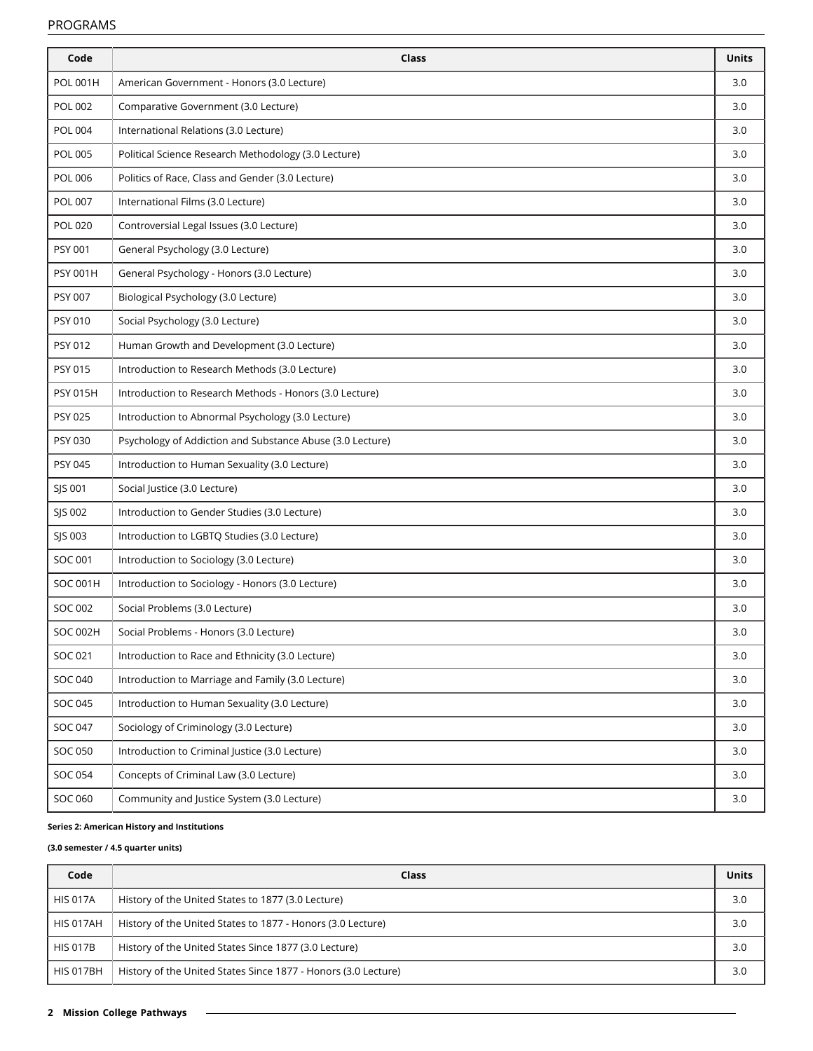| Code | Class | Units |
|---|---|---|
| POL 001H | American Government - Honors (3.0 Lecture) | 3.0 |
| POL 002 | Comparative Government (3.0 Lecture) | 3.0 |
| POL 004 | International Relations (3.0 Lecture) | 3.0 |
| POL 005 | Political Science Research Methodology (3.0 Lecture) | 3.0 |
| POL 006 | Politics of Race, Class and Gender (3.0 Lecture) | 3.0 |
| POL 007 | International Films (3.0 Lecture) | 3.0 |
| POL 020 | Controversial Legal Issues (3.0 Lecture) | 3.0 |
| PSY 001 | General Psychology (3.0 Lecture) | 3.0 |
| PSY 001H | General Psychology - Honors (3.0 Lecture) | 3.0 |
| PSY 007 | Biological Psychology (3.0 Lecture) | 3.0 |
| PSY 010 | Social Psychology (3.0 Lecture) | 3.0 |
| PSY 012 | Human Growth and Development (3.0 Lecture) | 3.0 |
| PSY 015 | Introduction to Research Methods (3.0 Lecture) | 3.0 |
| PSY 015H | Introduction to Research Methods - Honors (3.0 Lecture) | 3.0 |
| PSY 025 | Introduction to Abnormal Psychology (3.0 Lecture) | 3.0 |
| PSY 030 | Psychology of Addiction and Substance Abuse (3.0 Lecture) | 3.0 |
| PSY 045 | Introduction to Human Sexuality (3.0 Lecture) | 3.0 |
| SJS 001 | Social Justice (3.0 Lecture) | 3.0 |
| SJS 002 | Introduction to Gender Studies (3.0 Lecture) | 3.0 |
| SJS 003 | Introduction to LGBTQ Studies (3.0 Lecture) | 3.0 |
| SOC 001 | Introduction to Sociology (3.0 Lecture) | 3.0 |
| SOC 001H | Introduction to Sociology - Honors (3.0 Lecture) | 3.0 |
| SOC 002 | Social Problems (3.0 Lecture) | 3.0 |
| SOC 002H | Social Problems - Honors (3.0 Lecture) | 3.0 |
| SOC 021 | Introduction to Race and Ethnicity (3.0 Lecture) | 3.0 |
| SOC 040 | Introduction to Marriage and Family (3.0 Lecture) | 3.0 |
| SOC 045 | Introduction to Human Sexuality (3.0 Lecture) | 3.0 |
| SOC 047 | Sociology of Criminology (3.0 Lecture) | 3.0 |
| SOC 050 | Introduction to Criminal Justice (3.0 Lecture) | 3.0 |
| SOC 054 | Concepts of Criminal Law (3.0 Lecture) | 3.0 |
| SOC 060 | Community and Justice System (3.0 Lecture) | 3.0 |

**Series 2: American History and Institutions**

**(3.0 semester / 4.5 quarter units)**

| Code | Class | Units |
|---|---|---|
| HIS 017A | History of the United States to 1877 (3.0 Lecture) | 3.0 |
| HIS 017AH | History of the United States to 1877 - Honors (3.0 Lecture) | 3.0 |
| HIS 017B | History of the United States Since 1877 (3.0 Lecture) | 3.0 |
| HIS 017BH | History of the United States Since 1877 - Honors (3.0 Lecture) | 3.0 |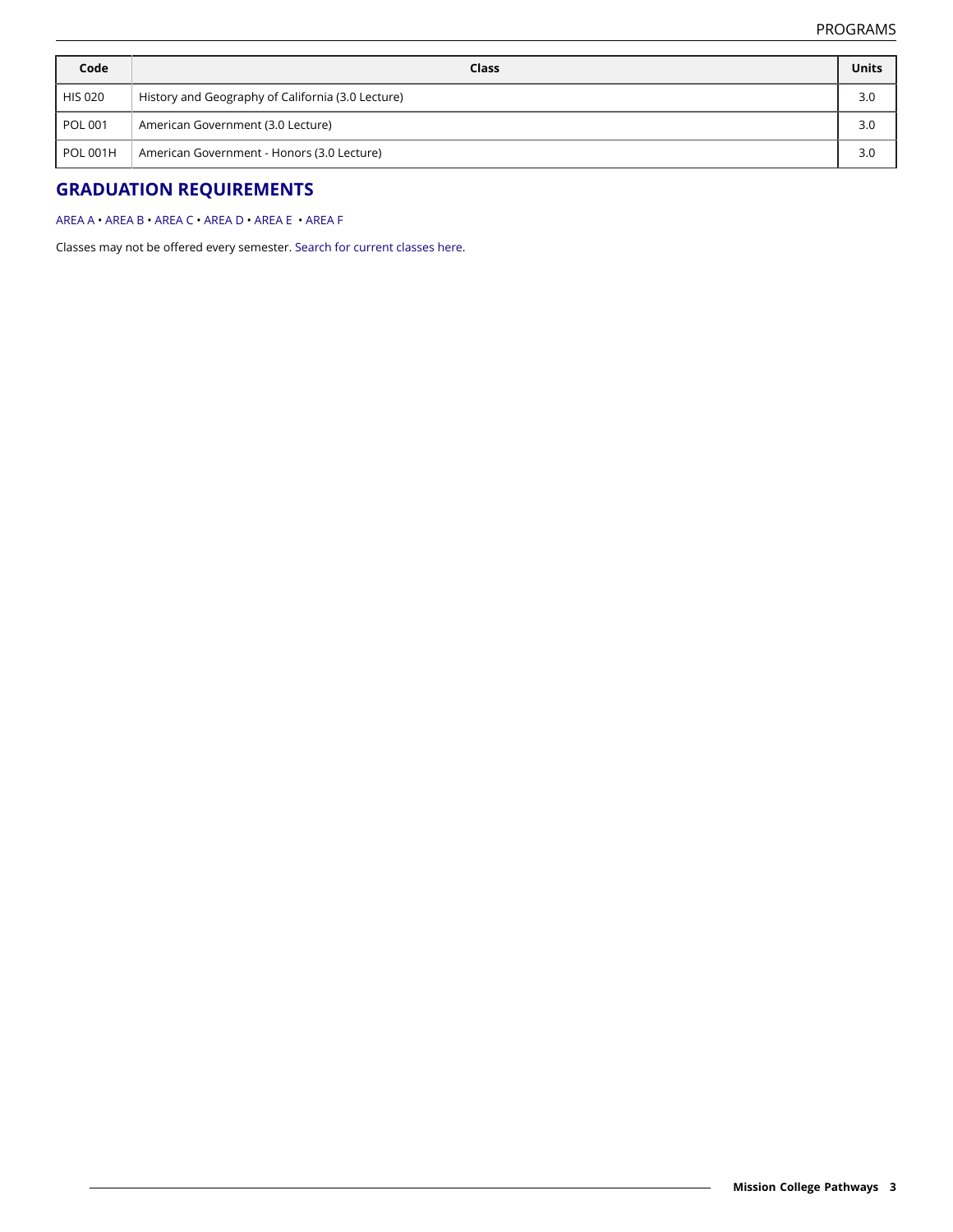| Code | Class | Units |
|---|---|---|
| HIS 020 | History and Geography of California (3.0 Lecture) | 3.0 |
| POL 001 | American Government (3.0 Lecture) | 3.0 |
| POL 001H | American Government - Honors (3.0 Lecture) | 3.0 |

## GRADUATION REQUIREMENTS

AREA A • AREA B • AREA C • AREA D • AREA E • AREA F

Classes may not be offered every semester. Search for current classes here.